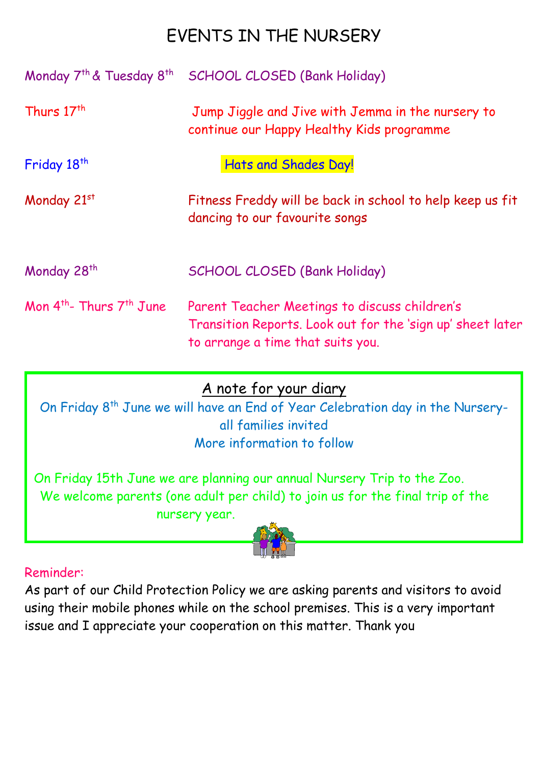# EVENTS IN THE NURSERY

| | |
|---|---|
| Monday 7th & Tuesday 8th | SCHOOL CLOSED (Bank Holiday) |
| Thurs 17th | Jump Jiggle and Jive with Jemma in the nursery to continue our Happy Healthy Kids programme |
| Friday 18th | Hats and Shades Day! |
| Monday 21st | Fitness Freddy will be back in school to help keep us fit dancing to our favourite songs |
| Monday 28th | SCHOOL CLOSED (Bank Holiday) |
| Mon 4th- Thurs 7th June | Parent Teacher Meetings to discuss children's Transition Reports. Look out for the 'sign up' sheet later to arrange a time that suits you. |

## A note for your diary

On Friday 8th June we will have an End of Year Celebration day in the Nursery- all families invited

More information to follow

On Friday 15th June we are planning our annual Nursery Trip to the Zoo. We welcome parents (one adult per child) to join us for the final trip of the nursery year.

Reminder:

As part of our Child Protection Policy we are asking parents and visitors to avoid using their mobile phones while on the school premises. This is a very important issue and I appreciate your cooperation on this matter. Thank you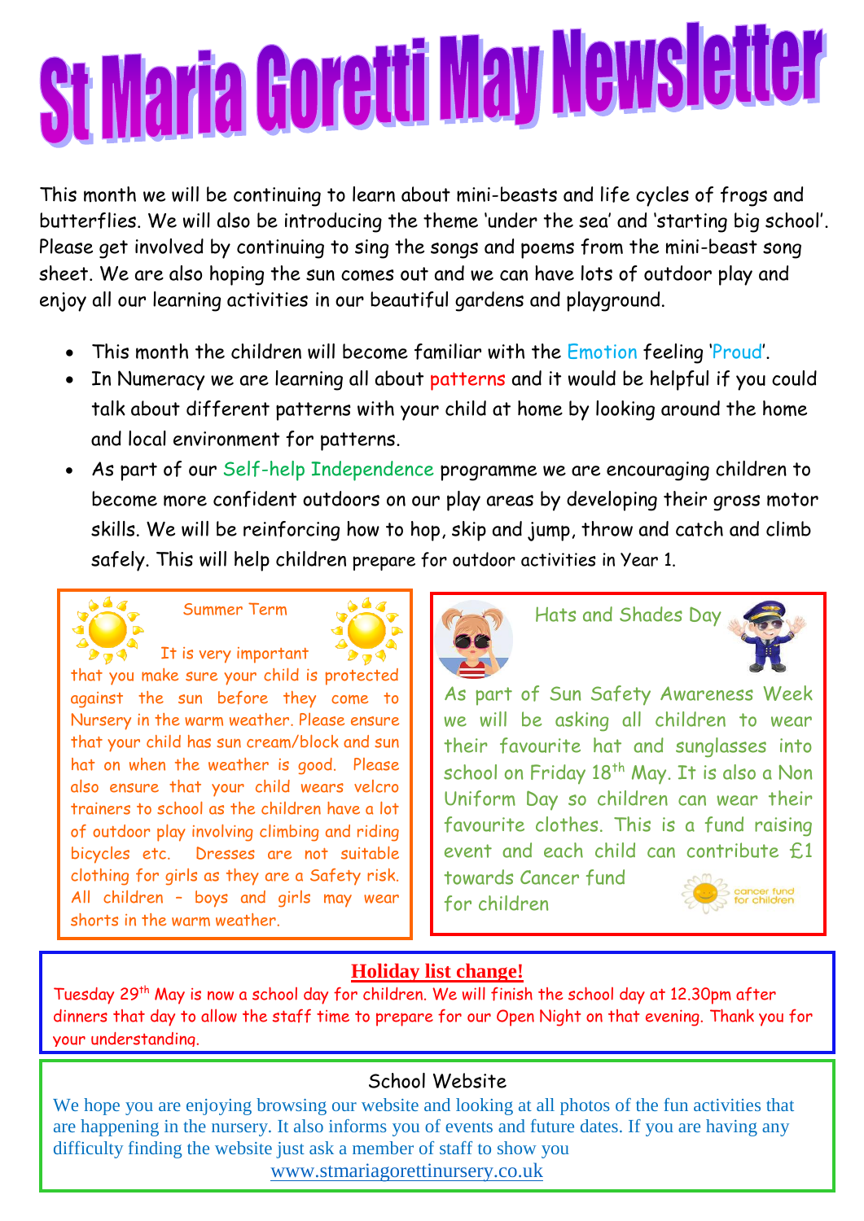# St Maria Goretti May Newsletter

This month we will be continuing to learn about mini-beasts and life cycles of frogs and butterflies. We will also be introducing the theme 'under the sea' and 'starting big school'. Please get involved by continuing to sing the songs and poems from the mini-beast song sheet. We are also hoping the sun comes out and we can have lots of outdoor play and enjoy all our learning activities in our beautiful gardens and playground.

- This month the children will become familiar with the Emotion feeling 'Proud'.
- In Numeracy we are learning all about patterns and it would be helpful if you could talk about different patterns with your child at home by looking around the home and local environment for patterns.
- As part of our Self-help Independence programme we are encouraging children to become more confident outdoors on our play areas by developing their gross motor skills. We will be reinforcing how to hop, skip and jump, throw and catch and climb safely. This will help children prepare for outdoor activities in Year 1.

## Summer Term

It is very important that you make sure your child is protected against the sun before they come to Nursery in the warm weather. Please ensure that your child has sun cream/block and sun hat on when the weather is good. Please also ensure that your child wears velcro trainers to school as the children have a lot of outdoor play involving climbing and riding bicycles etc. Dresses are not suitable clothing for girls as they are a Safety risk. All children – boys and girls may wear shorts in the warm weather.

## Hats and Shades Day

As part of Sun Safety Awareness Week we will be asking all children to wear their favourite hat and sunglasses into school on Friday 18th May. It is also a Non Uniform Day so children can wear their favourite clothes. This is a fund raising event and each child can contribute £1 towards Cancer fund for children

cancer fund for children

## Holiday list change!

Tuesday 29th May is now a school day for children. We will finish the school day at 12.30pm after dinners that day to allow the staff time to prepare for our Open Night on that evening. Thank you for your understanding.

## School Website

We hope you are enjoying browsing our website and looking at all photos of the fun activities that are happening in the nursery. It also informs you of events and future dates. If you are having any difficulty finding the website just ask a member of staff to show you

www.stmariagorettinursery.co.uk